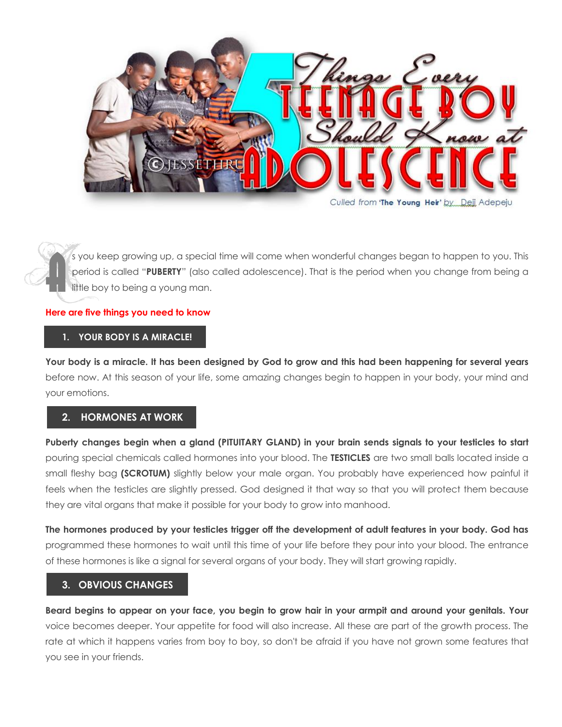# 5 Things Every TEENAGE BOY Should Know at ADOLESCENCE

©JESSETHRU

Culled from **'The Young Heir'** by Deji Adepeju

As you keep growing up, a special time will come when wonderful changes began to happen to you. This period is called "**PUBERTY**" (also called adolescence). That is the period when you change from being a little boy to being a young man.

**Here are five things you need to know**

## 1. YOUR BODY IS A MIRACLE!

**Your body is a miracle. It has been designed by God to grow and this had been happening for several years** before now. At this season of your life, some amazing changes begin to happen in your body, your mind and your emotions.

## 2. HORMONES AT WORK

**Puberty changes begin when a gland (PITUITARY GLAND) in your brain sends signals to your testicles to start** pouring special chemicals called hormones into your blood. The **TESTICLES** are two small balls located inside a small fleshy bag **(SCROTUM)** slightly below your male organ. You probably have experienced how painful it feels when the testicles are slightly pressed. God designed it that way so that you will protect them because they are vital organs that make it possible for your body to grow into manhood.

**The hormones produced by your testicles trigger off the development of adult features in your body. God has** programmed these hormones to wait until this time of your life before they pour into your blood. The entrance of these hormones is like a signal for several organs of your body. They will start growing rapidly.

## 3. OBVIOUS CHANGES

**Beard begins to appear on your face, you begin to grow hair in your armpit and around your genitals. Your** voice becomes deeper. Your appetite for food will also increase. All these are part of the growth process. The rate at which it happens varies from boy to boy, so don't be afraid if you have not grown some features that you see in your friends.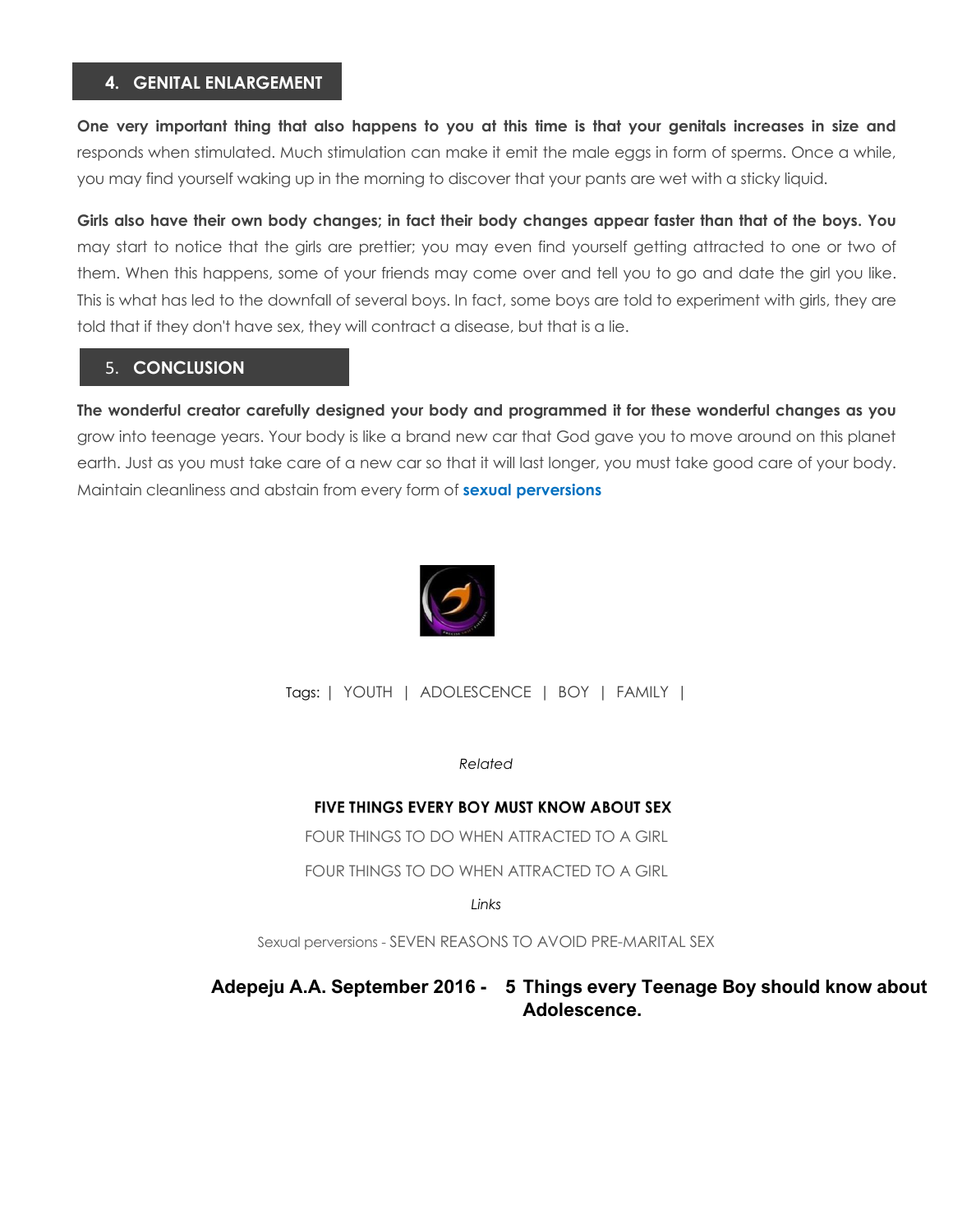## 4. GENITAL ENLARGEMENT

**One very important thing that also happens to you at this time is that your genitals increases in size and** responds when stimulated. Much stimulation can make it emit the male eggs in form of sperms. Once a while, you may find yourself waking up in the morning to discover that your pants are wet with a sticky liquid.

**Girls also have their own body changes; in fact their body changes appear faster than that of the boys. You** may start to notice that the girls are prettier; you may even find yourself getting attracted to one or two of them. When this happens, some of your friends may come over and tell you to go and date the girl you like. This is what has led to the downfall of several boys. In fact, some boys are told to experiment with girls, they are told that if they don't have sex, they will contract a disease, but that is a lie.

## 5. CONCLUSION

**The wonderful creator carefully designed your body and programmed it for these wonderful changes as you** grow into teenage years. Your body is like a brand new car that God gave you to move around on this planet earth. Just as you must take care of a new car so that it will last longer, you must take good care of your body. Maintain cleanliness and abstain from every form of **sexual perversions**

Tags: | YOUTH | ADOLESCENCE | BOY | FAMILY |

*Related*

**FIVE THINGS EVERY BOY MUST KNOW ABOUT SEX**

FOUR THINGS TO DO WHEN ATTRACTED TO A GIRL

FOUR THINGS TO DO WHEN ATTRACTED TO A GIRL

*Links*

Sexual perversions - SEVEN REASONS TO AVOID PRE-MARITAL SEX

**Adepeju A.A. September 2016 - 5 Things every Teenage Boy should know about Adolescence.**